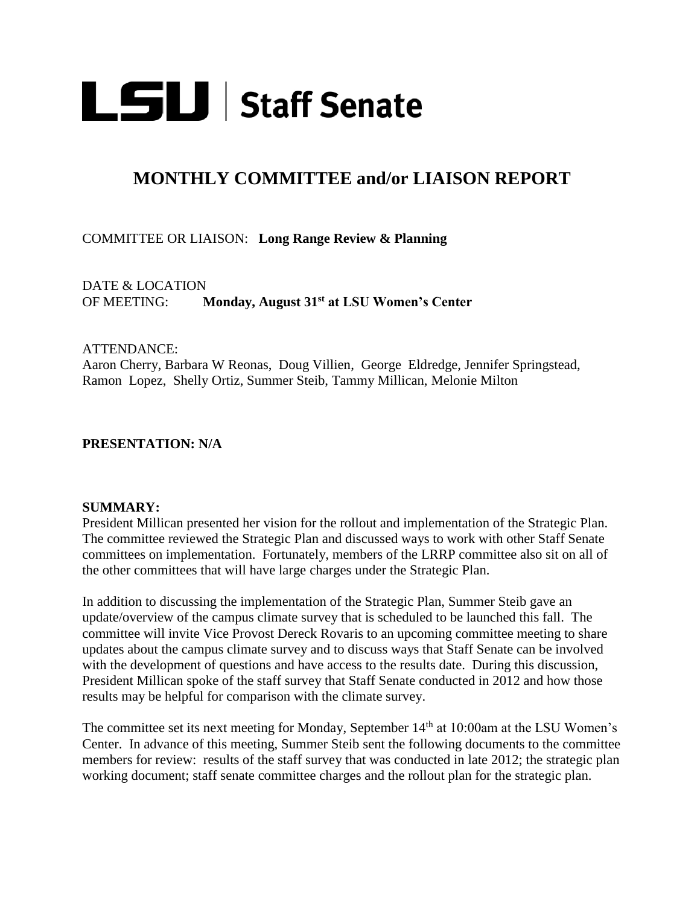# LSU | Staff Senate

## MONTHLY COMMITTEE and/or LIAISON REPORT

COMMITTEE OR LIAISON: **Long Range Review & Planning**

DATE & LOCATION
OF MEETING: **Monday, August 31st at LSU Women's Center**

ATTENDANCE:
Aaron Cherry, Barbara W Reonas, Doug Villien, George Eldredge, Jennifer Springstead, Ramon Lopez, Shelly Ortiz, Summer Steib, Tammy Millican, Melonie Milton

**PRESENTATION: N/A**

**SUMMARY:**
President Millican presented her vision for the rollout and implementation of the Strategic Plan. The committee reviewed the Strategic Plan and discussed ways to work with other Staff Senate committees on implementation. Fortunately, members of the LRRP committee also sit on all of the other committees that will have large charges under the Strategic Plan.

In addition to discussing the implementation of the Strategic Plan, Summer Steib gave an update/overview of the campus climate survey that is scheduled to be launched this fall. The committee will invite Vice Provost Dereck Rovaris to an upcoming committee meeting to share updates about the campus climate survey and to discuss ways that Staff Senate can be involved with the development of questions and have access to the results date. During this discussion, President Millican spoke of the staff survey that Staff Senate conducted in 2012 and how those results may be helpful for comparison with the climate survey.

The committee set its next meeting for Monday, September 14th at 10:00am at the LSU Women's Center. In advance of this meeting, Summer Steib sent the following documents to the committee members for review: results of the staff survey that was conducted in late 2012; the strategic plan working document; staff senate committee charges and the rollout plan for the strategic plan.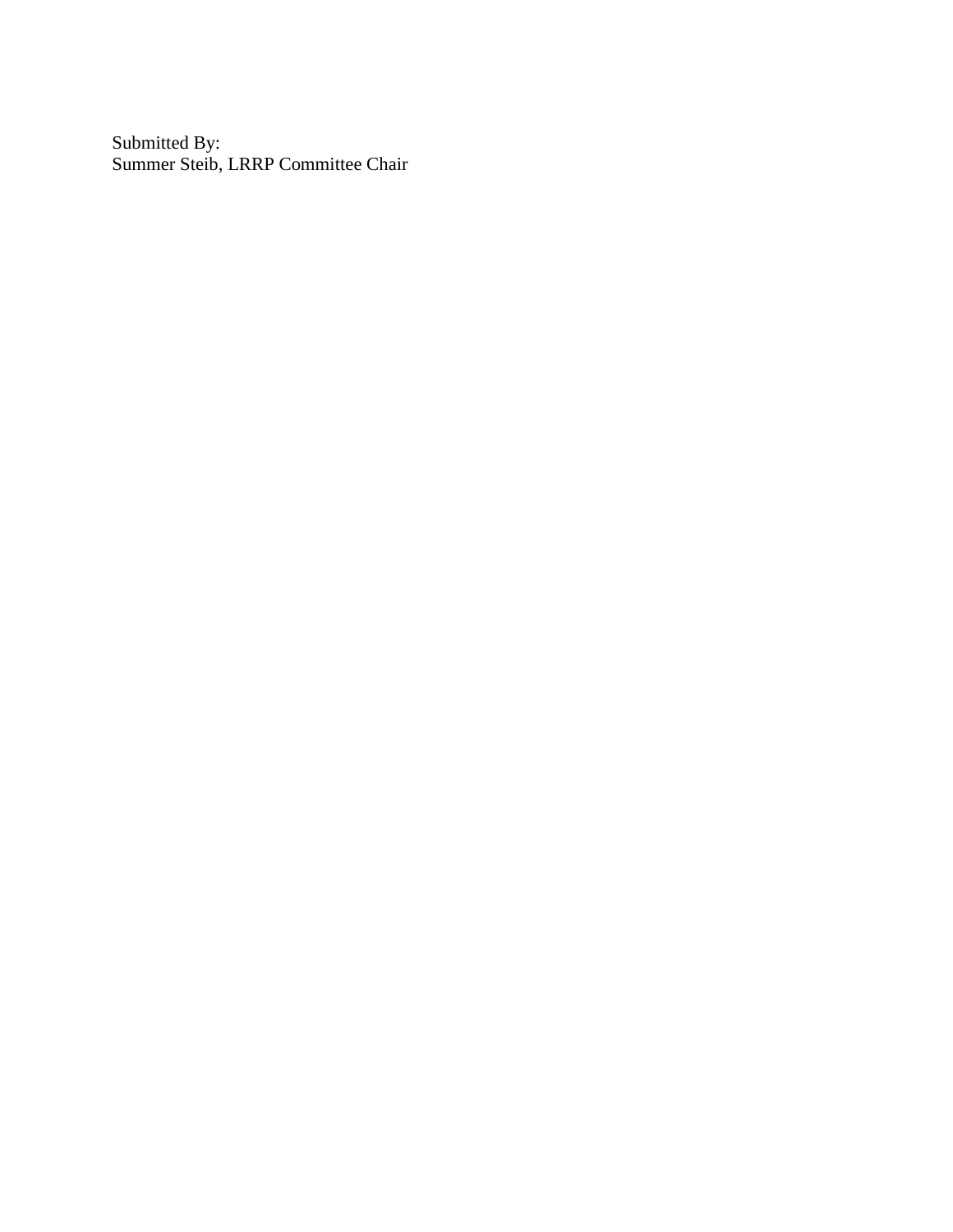Submitted By:
Summer Steib, LRRP Committee Chair